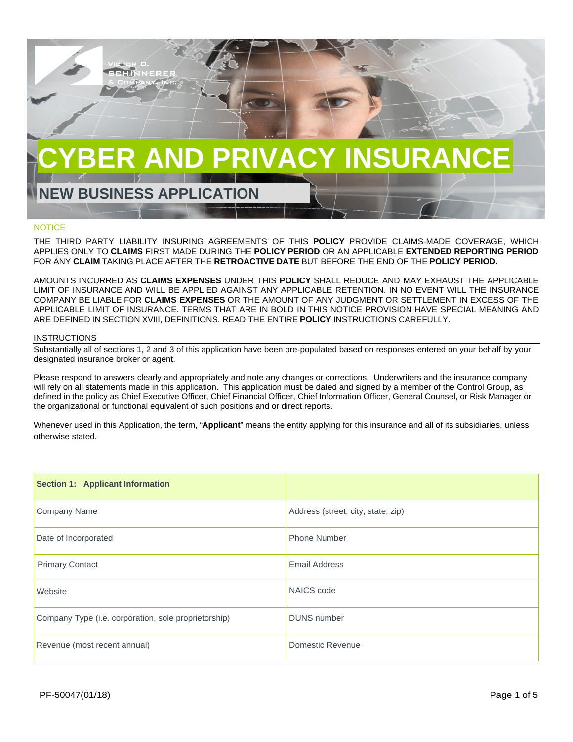Victor O. Schinnerer & Company, Inc.

# CYBER AND PRIVACY INSURANCE

## NEW BUSINESS APPLICATION

NOTICE

THE THIRD PARTY LIABILITY INSURING AGREEMENTS OF THIS **POLICY** PROVIDE CLAIMS-MADE COVERAGE, WHICH APPLIES ONLY TO **CLAIMS** FIRST MADE DURING THE **POLICY PERIOD** OR AN APPLICABLE **EXTENDED REPORTING PERIOD** FOR ANY **CLAIM** TAKING PLACE AFTER THE **RETROACTIVE DATE** BUT BEFORE THE END OF THE **POLICY PERIOD.**

AMOUNTS INCURRED AS **CLAIMS EXPENSES** UNDER THIS **POLICY** SHALL REDUCE AND MAY EXHAUST THE APPLICABLE LIMIT OF INSURANCE AND WILL BE APPLIED AGAINST ANY APPLICABLE RETENTION. IN NO EVENT WILL THE INSURANCE COMPANY BE LIABLE FOR **CLAIMS EXPENSES** OR THE AMOUNT OF ANY JUDGMENT OR SETTLEMENT IN EXCESS OF THE APPLICABLE LIMIT OF INSURANCE. TERMS THAT ARE IN BOLD IN THIS NOTICE PROVISION HAVE SPECIAL MEANING AND ARE DEFINED IN SECTION XVIII, DEFINITIONS. READ THE ENTIRE **POLICY** INSTRUCTIONS CAREFULLY.

INSTRUCTIONS

Substantially all of sections 1, 2 and 3 of this application have been pre-populated based on responses entered on your behalf by your designated insurance broker or agent.

Please respond to answers clearly and appropriately and note any changes or corrections. Underwriters and the insurance company will rely on all statements made in this application. This application must be dated and signed by a member of the Control Group, as defined in the policy as Chief Executive Officer, Chief Financial Officer, Chief Information Officer, General Counsel, or Risk Manager or the organizational or functional equivalent of such positions and or direct reports.

Whenever used in this Application, the term, "**Applicant**" means the entity applying for this insurance and all of its subsidiaries, unless otherwise stated.

| **Section 1: Applicant Information** | |
|---|---|
| Company Name | Address (street, city, state, zip) |
| Date of Incorporated | Phone Number |
| Primary Contact | Email Address |
| Website | NAICS code |
| Company Type (i.e. corporation, sole proprietorship) | DUNS number |
| Revenue (most recent annual) | Domestic Revenue |

PF-50047(01/18)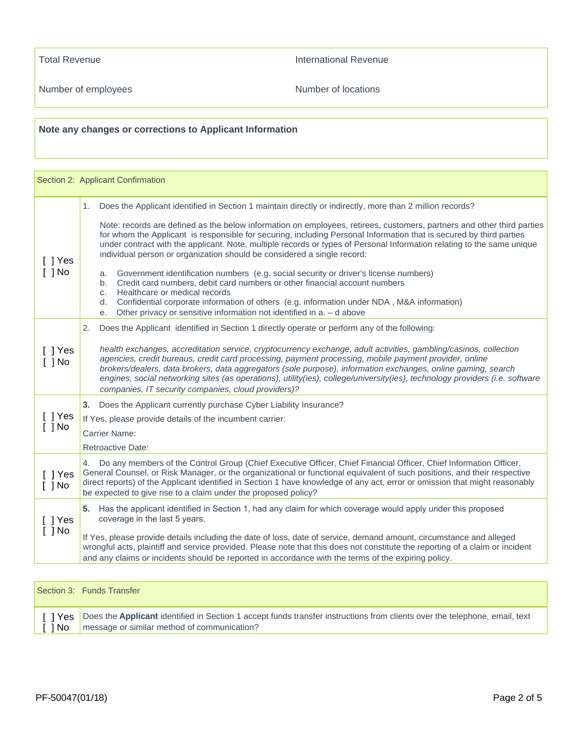| | |
|---|---|
| Total Revenue | International Revenue |
| Number of employees | Number of locations |

**Note any changes or corrections to Applicant Information**

## Section 2: Applicant Confirmation

| | |
|---|---|
| [ ] Yes<br>[ ] No | 1. Does the Applicant identified in Section 1 maintain directly or indirectly, more than 2 million records?<br><br>Note: records are defined as the below information on employees, retirees, customers, partners and other third parties for whom the Applicant is responsible for securing, including Personal Information that is secured by third parties under contract with the applicant. Note, multiple records or types of Personal Information relating to the same unique individual person or organization should be considered a single record:<br><br>a. Government identification numbers (e.g. social security or driver's license numbers)<br>b. Credit card numbers, debit card numbers or other financial account numbers<br>c. Healthcare or medical records<br>d. Confidential corporate information of others (e.g. information under NDA , M&A information)<br>e. Other privacy or sensitive information not identified in a. – d above |
| [ ] Yes<br>[ ] No | 2. Does the Applicant identified in Section 1 directly operate or perform any of the following:<br><br>*health exchanges, accreditation service, cryptocurrency exchange, adult activities, gambling/casinos, collection agencies, credit bureaus, credit card processing, payment processing, mobile payment provider, online brokers/dealers, data brokers, data aggregators (sole purpose), information exchanges, online gaming, search engines, social networking sites (as operations), utility(ies), college/university(ies), technology providers (i.e. software companies, IT security companies, cloud providers)?* |
| [ ] Yes<br>[ ] No | **3.** Does the Applicant currently purchase Cyber Liability Insurance?<br>If Yes, please provide details of the incumbent carrier:<br>Carrier Name:<br>Retroactive Date: |
| [ ] Yes<br>[ ] No | 4. Do any members of the Control Group (Chief Executive Officer, Chief Financial Officer, Chief Information Officer, General Counsel, or Risk Manager, or the organizational or functional equivalent of such positions, and their respective direct reports) of the Applicant identified in Section 1 have knowledge of any act, error or omission that might reasonably be expected to give rise to a claim under the proposed policy? |
| [ ] Yes<br>[ ] No | **5.** Has the applicant identified in Section 1, had any claim for which coverage would apply under this proposed coverage in the last 5 years.<br><br>If Yes, please provide details including the date of loss, date of service, demand amount, circumstance and alleged wrongful acts, plaintiff and service provided. Please note that this does not constitute the reporting of a claim or incident and any claims or incidents should be reported in accordance with the terms of the expiring policy. |

## Section 3: Funds Transfer

| | |
|---|---|
| [ ] Yes<br>[ ] No | Does the **Applicant** identified in Section 1 accept funds transfer instructions from clients over the telephone, email, text message or similar method of communication? |

PF-50047(01/18)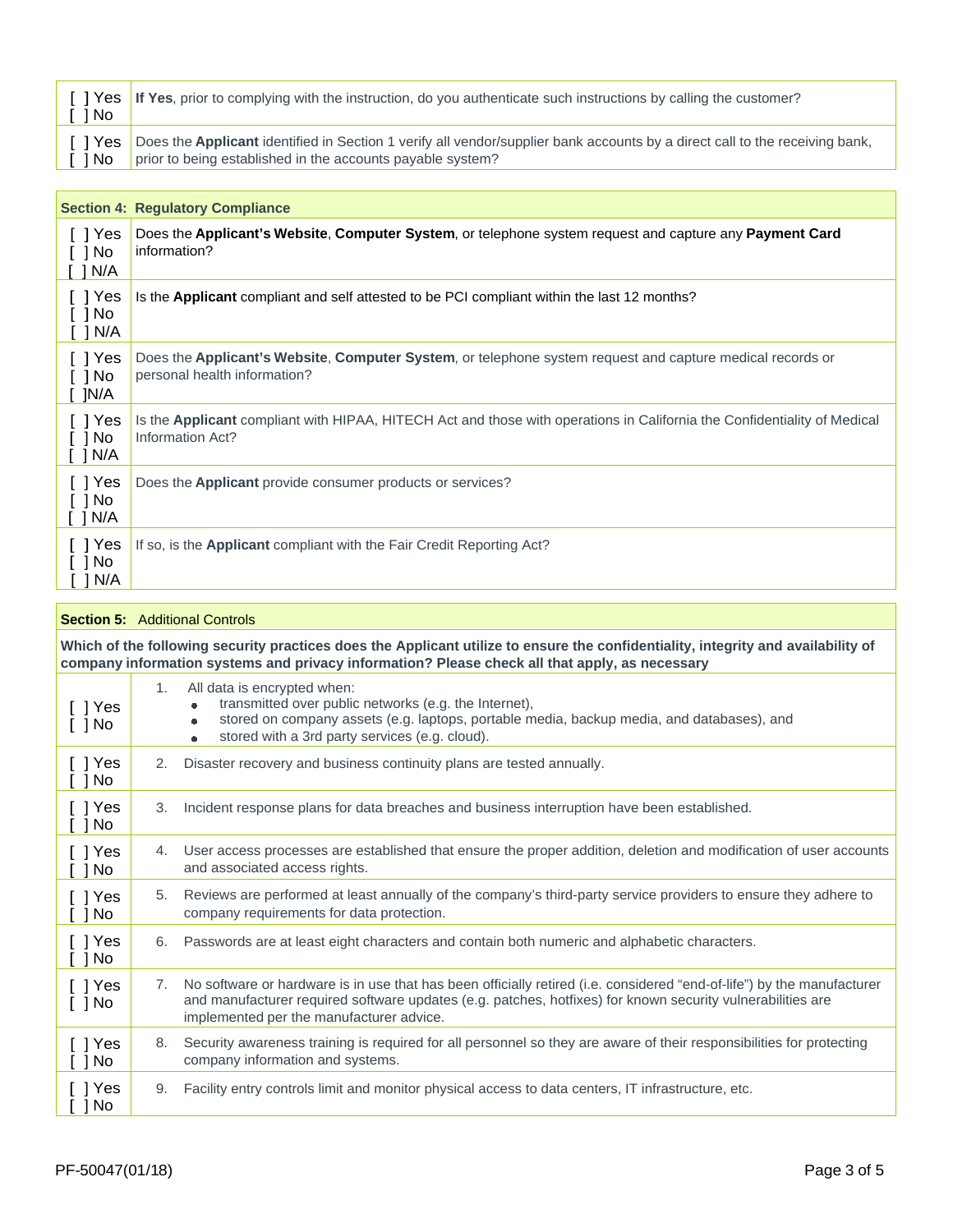| | |
|---|---|
| [ ] Yes<br>[ ] No | **If Yes**, prior to complying with the instruction, do you authenticate such instructions by calling the customer? |
| [ ] Yes<br>[ ] No | Does the **Applicant** identified in Section 1 verify all vendor/supplier bank accounts by a direct call to the receiving bank, prior to being established in the accounts payable system? |

| **Section 4: Regulatory Compliance** | |
|---|---|
| [ ] Yes<br>[ ] No<br>[ ] N/A | Does the **Applicant's Website**, **Computer System**, or telephone system request and capture any **Payment Card** information? |
| [ ] Yes<br>[ ] No<br>[ ] N/A | Is the **Applicant** compliant and self attested to be PCI compliant within the last 12 months? |
| [ ] Yes<br>[ ] No<br>[ ]N/A | Does the **Applicant's Website**, **Computer System**, or telephone system request and capture medical records or personal health information? |
| [ ] Yes<br>[ ] No<br>[ ] N/A | Is the **Applicant** compliant with HIPAA, HITECH Act and those with operations in California the Confidentiality of Medical Information Act? |
| [ ] Yes<br>[ ] No<br>[ ] N/A | Does the **Applicant** provide consumer products or services? |
| [ ] Yes<br>[ ] No<br>[ ] N/A | If so, is the **Applicant** compliant with the Fair Credit Reporting Act? |

| **Section 5:** Additional Controls | |
|---|---|
| **Which of the following security practices does the Applicant utilize to ensure the confidentiality, integrity and availability of company information systems and privacy information? Please check all that apply, as necessary** | |
| [ ] Yes<br>[ ] No | 1. All data is encrypted when:<br>• transmitted over public networks (e.g. the Internet),<br>• stored on company assets (e.g. laptops, portable media, backup media, and databases), and<br>• stored with a 3rd party services (e.g. cloud). |
| [ ] Yes<br>[ ] No | 2. Disaster recovery and business continuity plans are tested annually. |
| [ ] Yes<br>[ ] No | 3. Incident response plans for data breaches and business interruption have been established. |
| [ ] Yes<br>[ ] No | 4. User access processes are established that ensure the proper addition, deletion and modification of user accounts and associated access rights. |
| [ ] Yes<br>[ ] No | 5. Reviews are performed at least annually of the company's third-party service providers to ensure they adhere to company requirements for data protection. |
| [ ] Yes<br>[ ] No | 6. Passwords are at least eight characters and contain both numeric and alphabetic characters. |
| [ ] Yes<br>[ ] No | 7. No software or hardware is in use that has been officially retired (i.e. considered "end-of-life") by the manufacturer and manufacturer required software updates (e.g. patches, hotfixes) for known security vulnerabilities are implemented per the manufacturer advice. |
| [ ] Yes<br>[ ] No | 8. Security awareness training is required for all personnel so they are aware of their responsibilities for protecting company information and systems. |
| [ ] Yes<br>[ ] No | 9. Facility entry controls limit and monitor physical access to data centers, IT infrastructure, etc. |

PF-50047(01/18)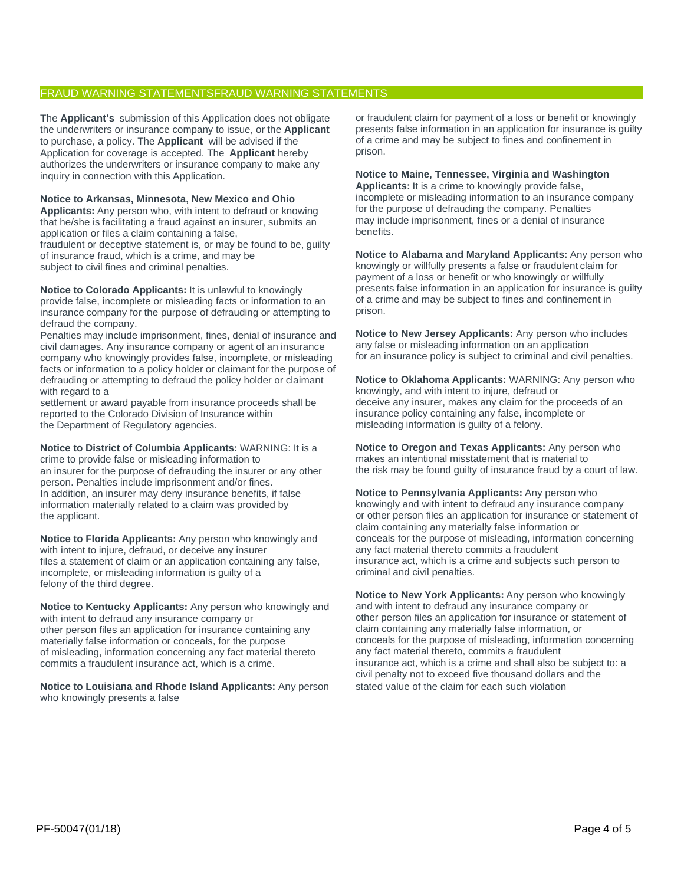## FRAUD WARNING STATEMENTSFRAUD WARNING STATEMENTS

The **Applicant's** submission of this Application does not obligate the underwriters or insurance company to issue, or the **Applicant** to purchase, a policy. The **Applicant** will be advised if the Application for coverage is accepted. The **Applicant** hereby authorizes the underwriters or insurance company to make any inquiry in connection with this Application.

**Notice to Arkansas, Minnesota, New Mexico and Ohio Applicants:** Any person who, with intent to defraud or knowing that he/she is facilitating a fraud against an insurer, submits an application or files a claim containing a false, fraudulent or deceptive statement is, or may be found to be, guilty of insurance fraud, which is a crime, and may be subject to civil fines and criminal penalties.

**Notice to Colorado Applicants:** It is unlawful to knowingly provide false, incomplete or misleading facts or information to an insurance company for the purpose of defrauding or attempting to defraud the company.
Penalties may include imprisonment, fines, denial of insurance and civil damages. Any insurance company or agent of an insurance company who knowingly provides false, incomplete, or misleading facts or information to a policy holder or claimant for the purpose of defrauding or attempting to defraud the policy holder or claimant with regard to a
settlement or award payable from insurance proceeds shall be reported to the Colorado Division of Insurance within the Department of Regulatory agencies.

**Notice to District of Columbia Applicants:** WARNING: It is a crime to provide false or misleading information to an insurer for the purpose of defrauding the insurer or any other person. Penalties include imprisonment and/or fines.
In addition, an insurer may deny insurance benefits, if false information materially related to a claim was provided by the applicant.

**Notice to Florida Applicants:** Any person who knowingly and with intent to injure, defraud, or deceive any insurer files a statement of claim or an application containing any false, incomplete, or misleading information is guilty of a felony of the third degree.

**Notice to Kentucky Applicants:** Any person who knowingly and with intent to defraud any insurance company or other person files an application for insurance containing any materially false information or conceals, for the purpose of misleading, information concerning any fact material thereto commits a fraudulent insurance act, which is a crime.

**Notice to Louisiana and Rhode Island Applicants:** Any person who knowingly presents a false or fraudulent claim for payment of a loss or benefit or knowingly presents false information in an application for insurance is guilty of a crime and may be subject to fines and confinement in prison.

**Notice to Maine, Tennessee, Virginia and Washington Applicants:** It is a crime to knowingly provide false, incomplete or misleading information to an insurance company for the purpose of defrauding the company. Penalties may include imprisonment, fines or a denial of insurance benefits.

**Notice to Alabama and Maryland Applicants:** Any person who knowingly or willfully presents a false or fraudulent claim for payment of a loss or benefit or who knowingly or willfully presents false information in an application for insurance is guilty of a crime and may be subject to fines and confinement in prison.

**Notice to New Jersey Applicants:** Any person who includes any false or misleading information on an application for an insurance policy is subject to criminal and civil penalties.

**Notice to Oklahoma Applicants:** WARNING: Any person who knowingly, and with intent to injure, defraud or deceive any insurer, makes any claim for the proceeds of an insurance policy containing any false, incomplete or misleading information is guilty of a felony.

**Notice to Oregon and Texas Applicants:** Any person who makes an intentional misstatement that is material to the risk may be found guilty of insurance fraud by a court of law.

**Notice to Pennsylvania Applicants:** Any person who knowingly and with intent to defraud any insurance company or other person files an application for insurance or statement of claim containing any materially false information or conceals for the purpose of misleading, information concerning any fact material thereto commits a fraudulent insurance act, which is a crime and subjects such person to criminal and civil penalties.

**Notice to New York Applicants:** Any person who knowingly and with intent to defraud any insurance company or other person files an application for insurance or statement of claim containing any materially false information, or conceals for the purpose of misleading, information concerning any fact material thereto, commits a fraudulent insurance act, which is a crime and shall also be subject to: a civil penalty not to exceed five thousand dollars and the stated value of the claim for each such violation

PF-50047(01/18)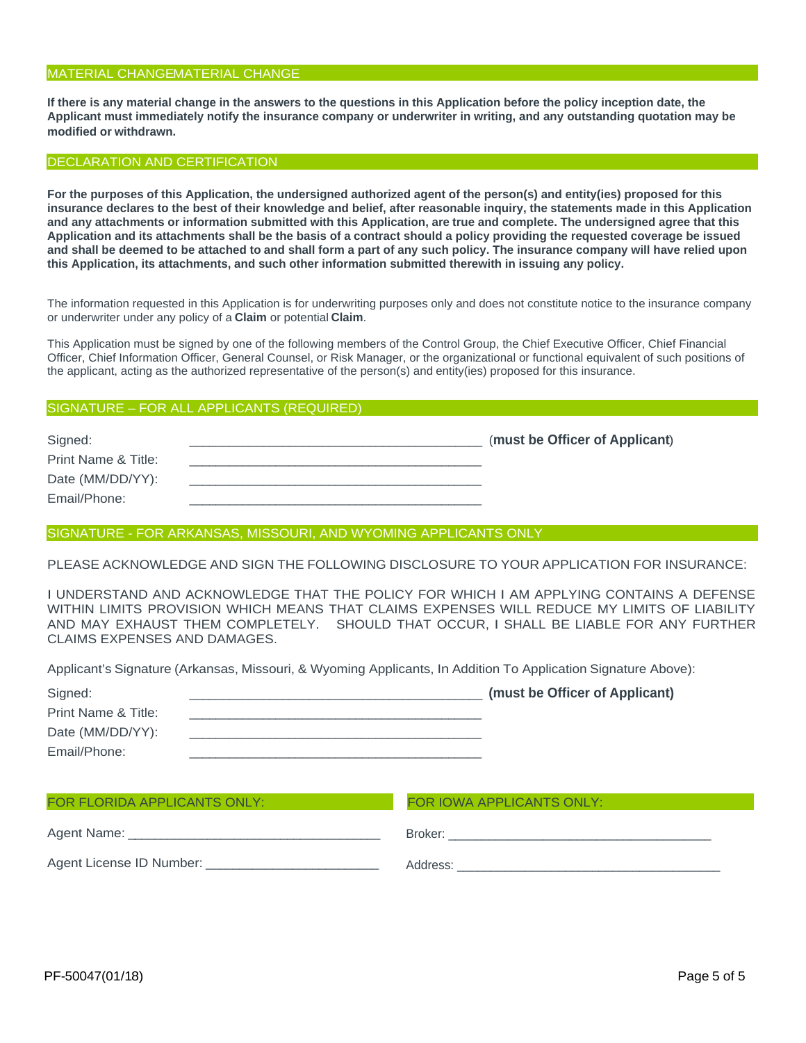## MATERIAL CHANGEMATERIAL CHANGE

**If there is any material change in the answers to the questions in this Application before the policy inception date, the Applicant must immediately notify the insurance company or underwriter in writing, and any outstanding quotation may be modified or withdrawn.**

## DECLARATION AND CERTIFICATION

**For the purposes of this Application, the undersigned authorized agent of the person(s) and entity(ies) proposed for this insurance declares to the best of their knowledge and belief, after reasonable inquiry, the statements made in this Application and any attachments or information submitted with this Application, are true and complete. The undersigned agree that this Application and its attachments shall be the basis of a contract should a policy providing the requested coverage be issued and shall be deemed to be attached to and shall form a part of any such policy. The insurance company will have relied upon this Application, its attachments, and such other information submitted therewith in issuing any policy.**

The information requested in this Application is for underwriting purposes only and does not constitute notice to the insurance company or underwriter under any policy of a **Claim** or potential **Claim**.

This Application must be signed by one of the following members of the Control Group, the Chief Executive Officer, Chief Financial Officer, Chief Information Officer, General Counsel, or Risk Manager, or the organizational or functional equivalent of such positions of the applicant, acting as the authorized representative of the person(s) and entity(ies) proposed for this insurance.

## SIGNATURE – FOR ALL APPLICANTS (REQUIRED)

Signed: ________________________________________ (**must be Officer of Applicant**)

Print Name & Title: ________________________________________

Date (MM/DD/YY): ________________________________________

Email/Phone: ________________________________________

## SIGNATURE - FOR ARKANSAS, MISSOURI, AND WYOMING APPLICANTS ONLY

PLEASE ACKNOWLEDGE AND SIGN THE FOLLOWING DISCLOSURE TO YOUR APPLICATION FOR INSURANCE:

I UNDERSTAND AND ACKNOWLEDGE THAT THE POLICY FOR WHICH I AM APPLYING CONTAINS A DEFENSE WITHIN LIMITS PROVISION WHICH MEANS THAT CLAIMS EXPENSES WILL REDUCE MY LIMITS OF LIABILITY AND MAY EXHAUST THEM COMPLETELY. SHOULD THAT OCCUR, I SHALL BE LIABLE FOR ANY FURTHER CLAIMS EXPENSES AND DAMAGES.

Applicant's Signature (Arkansas, Missouri, & Wyoming Applicants, In Addition To Application Signature Above):

Signed: ________________________________________ **(must be Officer of Applicant)**

Print Name & Title: ________________________________________

Date (MM/DD/YY): ________________________________________

Email/Phone: ________________________________________

## FOR FLORIDA APPLICANTS ONLY:

Agent Name: ___________________________________

Agent License ID Number: _______________________

## FOR IOWA APPLICANTS ONLY:

Broker: _____________________________________

Address: ____________________________________

PF-50047(01/18)